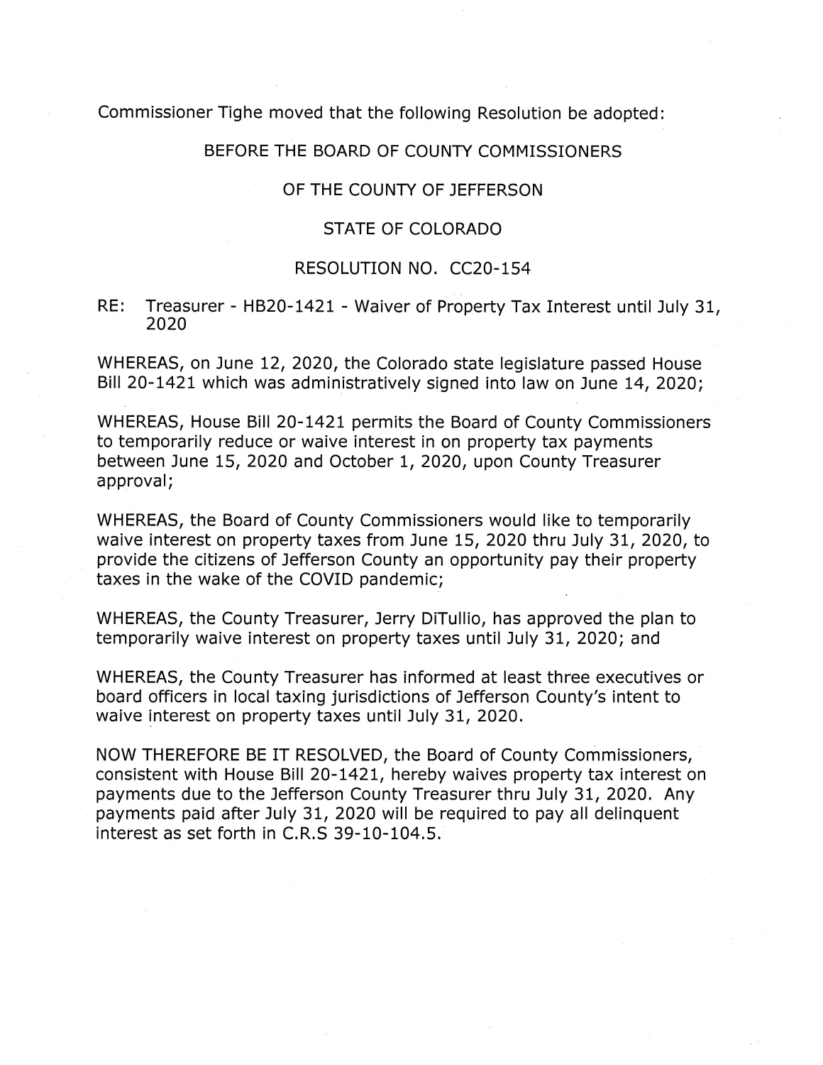Commissioner Tighe moved that the following Resolution be adopted:

BEFORE THE BOARD OF COUNTY COMMISSIONERS

OF THE COUNTY OF JEFFERSON

STATE OF COLORADO

RESOLUTION NO. CC20-154

RE: Treasurer - HB20-1421 - Waiver of Property Tax Interest until July 31, 2020

WHEREAS, on June 12, 2020, the Colorado state legislature passed House Bill 20-1421 which was administratively signed into law on June 14, 2020;

WHEREAS, House Bill 20-1421 permits the Board of County Commissioners to temporarily reduce or waive interest in on property tax payments between June 15, 2020 and October 1, 2020, upon County Treasurer approval;

WHEREAS, the Board of County Commissioners would like to temporarily waive interest on property taxes from June 15, 2020 thru July 31, 2020, to provide the citizens of Jefferson County an opportunity pay their property taxes in the wake of the COVID pandemic;

WHEREAS, the County Treasurer, Jerry DiTullio, has approved the plan to temporarily waive interest on property taxes until July 31, 2020; and

WHEREAS, the County Treasurer has informed at least three executives or board officers in local taxing jurisdictions of Jefferson County's intent to waive interest on property taxes until July 31, 2020.

NOW THEREFORE BE IT RESOLVED, the Board of County Commissioners, consistent with House Bill 20-1421, hereby waives property tax interest on payments due to the Jefferson County Treasurer thru July 31, 2020. Any payments paid after July 31, 2020 will be required to pay all delinquent interest as set forth in C.R.S 39-10-104.5.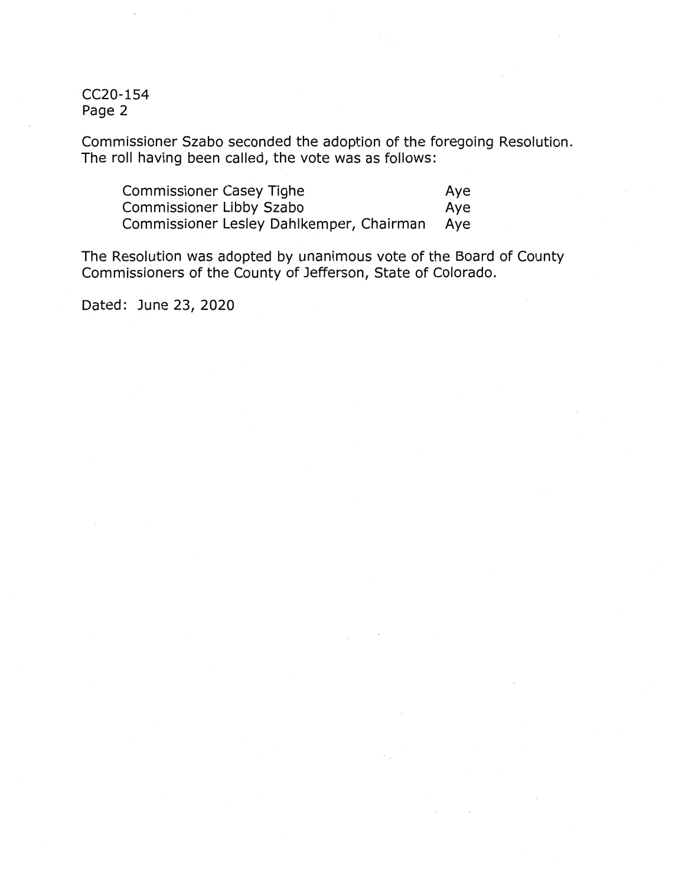CC20-154
Page 2

Commissioner Szabo seconded the adoption of the foregoing Resolution. The roll having been called, the vote was as follows:

| | |
|---|---|
| Commissioner Casey Tighe | Aye |
| Commissioner Libby Szabo | Aye |
| Commissioner Lesley Dahlkemper, Chairman | Aye |

The Resolution was adopted by unanimous vote of the Board of County Commissioners of the County of Jefferson, State of Colorado.

Dated: June 23, 2020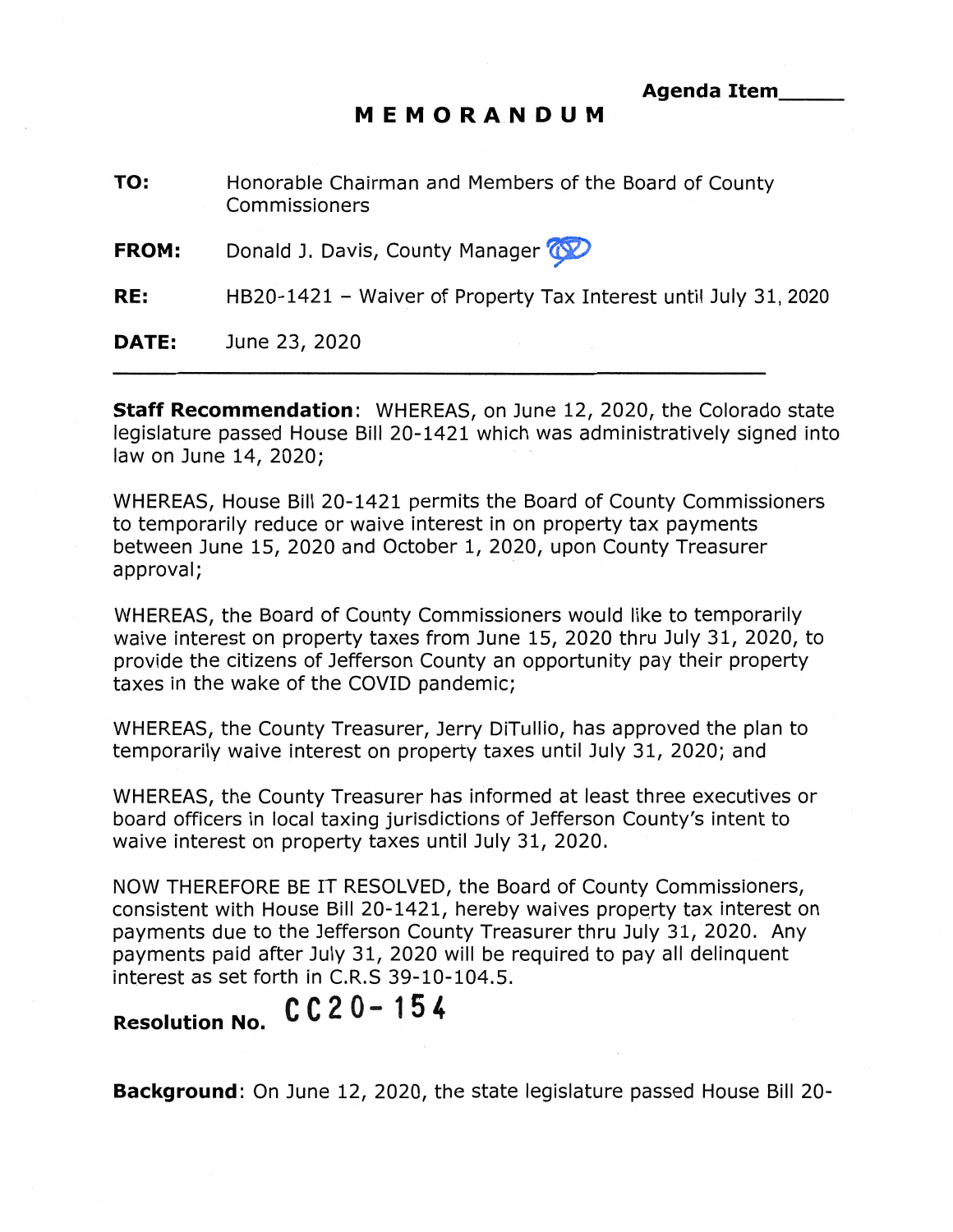**Agenda Item_____**

# MEMORANDUM

**TO:** Honorable Chairman and Members of the Board of County Commissioners

**FROM:** Donald J. Davis, County Manager

**RE:** HB20-1421 – Waiver of Property Tax Interest until July 31, 2020

**DATE:** June 23, 2020

---

**Staff Recommendation**: WHEREAS, on June 12, 2020, the Colorado state legislature passed House Bill 20-1421 which was administratively signed into law on June 14, 2020;

WHEREAS, House Bill 20-1421 permits the Board of County Commissioners to temporarily reduce or waive interest in on property tax payments between June 15, 2020 and October 1, 2020, upon County Treasurer approval;

WHEREAS, the Board of County Commissioners would like to temporarily waive interest on property taxes from June 15, 2020 thru July 31, 2020, to provide the citizens of Jefferson County an opportunity pay their property taxes in the wake of the COVID pandemic;

WHEREAS, the County Treasurer, Jerry DiTullio, has approved the plan to temporarily waive interest on property taxes until July 31, 2020; and

WHEREAS, the County Treasurer has informed at least three executives or board officers in local taxing jurisdictions of Jefferson County's intent to waive interest on property taxes until July 31, 2020.

NOW THEREFORE BE IT RESOLVED, the Board of County Commissioners, consistent with House Bill 20-1421, hereby waives property tax interest on payments due to the Jefferson County Treasurer thru July 31, 2020. Any payments paid after July 31, 2020 will be required to pay all delinquent interest as set forth in C.R.S 39-10-104.5.

**Resolution No.** CC20-154

**Background**: On June 12, 2020, the state legislature passed House Bill 20-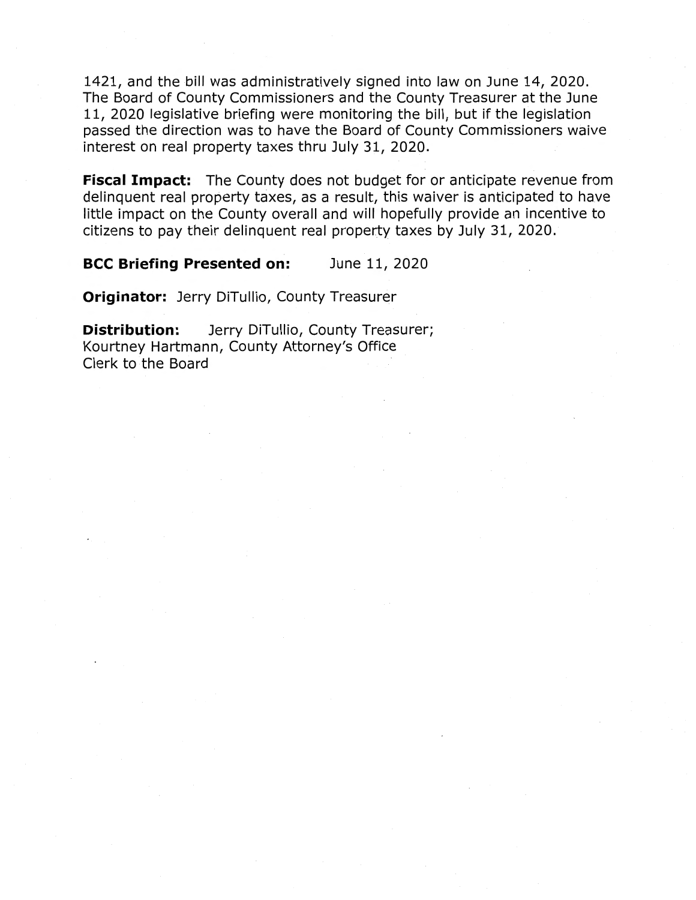1421, and the bill was administratively signed into law on June 14, 2020. The Board of County Commissioners and the County Treasurer at the June 11, 2020 legislative briefing were monitoring the bill, but if the legislation passed the direction was to have the Board of County Commissioners waive interest on real property taxes thru July 31, 2020.

**Fiscal Impact:** The County does not budget for or anticipate revenue from delinquent real property taxes, as a result, this waiver is anticipated to have little impact on the County overall and will hopefully provide an incentive to citizens to pay their delinquent real property taxes by July 31, 2020.

**BCC Briefing Presented on:** June 11, 2020

**Originator:** Jerry DiTullio, County Treasurer

**Distribution:** Jerry DiTullio, County Treasurer;
Kourtney Hartmann, County Attorney's Office
Clerk to the Board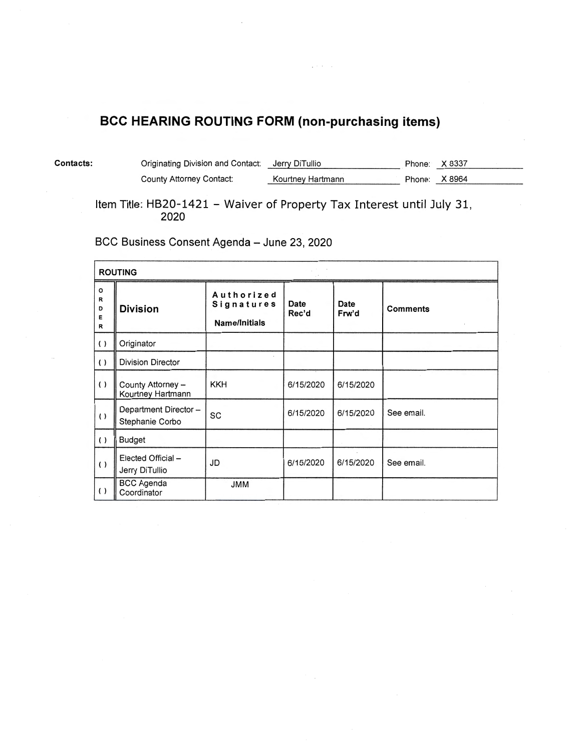# BCC HEARING ROUTING FORM (non-purchasing items)

**Contacts:**

| | | | |
|---|---|---|---|
| Originating Division and Contact: | Jerry DiTullio | Phone: | X 8337 |
| County Attorney Contact: | Kourtney Hartmann | Phone: | X 8964 |

Item Title: HB20-1421 – Waiver of Property Tax Interest until July 31, 2020

BCC Business Consent Agenda – June 23, 2020

**ROUTING**

| ORDER | Division | Authorized Signatures Name/Initials | Date Rec'd | Date Frw'd | Comments |
|---|---|---|---|---|---|
| ( ) | Originator | | | | |
| ( ) | Division Director | | | | |
| ( ) | County Attorney – Kourtney Hartmann | KKH | 6/15/2020 | 6/15/2020 | |
| ( ) | Department Director – Stephanie Corbo | SC | 6/15/2020 | 6/15/2020 | See email. |
| ( ) | Budget | | | | |
| ( ) | Elected Official – Jerry DiTullio | JD | 6/15/2020 | 6/15/2020 | See email. |
| ( ) | BCC Agenda Coordinator | JMM | | | |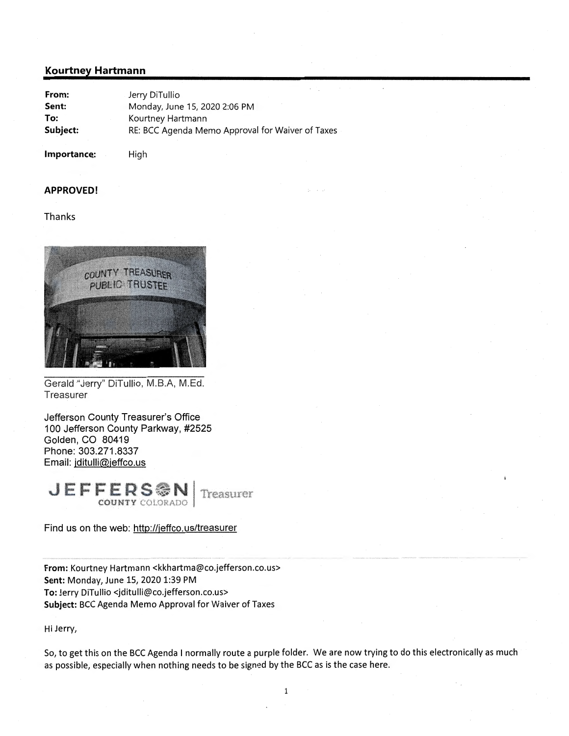## Kourtney Hartmann

| | |
|---|---|
| **From:** | Jerry DiTullio |
| **Sent:** | Monday, June 15, 2020 2:06 PM |
| **To:** | Kourtney Hartmann |
| **Subject:** | RE: BCC Agenda Memo Approval for Waiver of Taxes |
| **Importance:** | High |

**APPROVED!**

Thanks

COUNTY TREASURER
PUBLIC TRUSTEE

Gerald "Jerry" DiTullio, M.B.A, M.Ed.
Treasurer

Jefferson County Treasurer's Office
100 Jefferson County Parkway, #2525
Golden, CO 80419
Phone: 303.271.8337
Email: jditulli@jeffco.us

JEFFERSON COUNTY COLORADO | Treasurer

Find us on the web: http://jeffco.us/treasurer

---

**From:** Kourtney Hartmann <kkhartma@co.jefferson.co.us>
**Sent:** Monday, June 15, 2020 1:39 PM
**To:** Jerry DiTullio <jditulli@co.jefferson.co.us>
**Subject:** BCC Agenda Memo Approval for Waiver of Taxes

Hi Jerry,

So, to get this on the BCC Agenda I normally route a purple folder. We are now trying to do this electronically as much as possible, especially when nothing needs to be signed by the BCC as is the case here.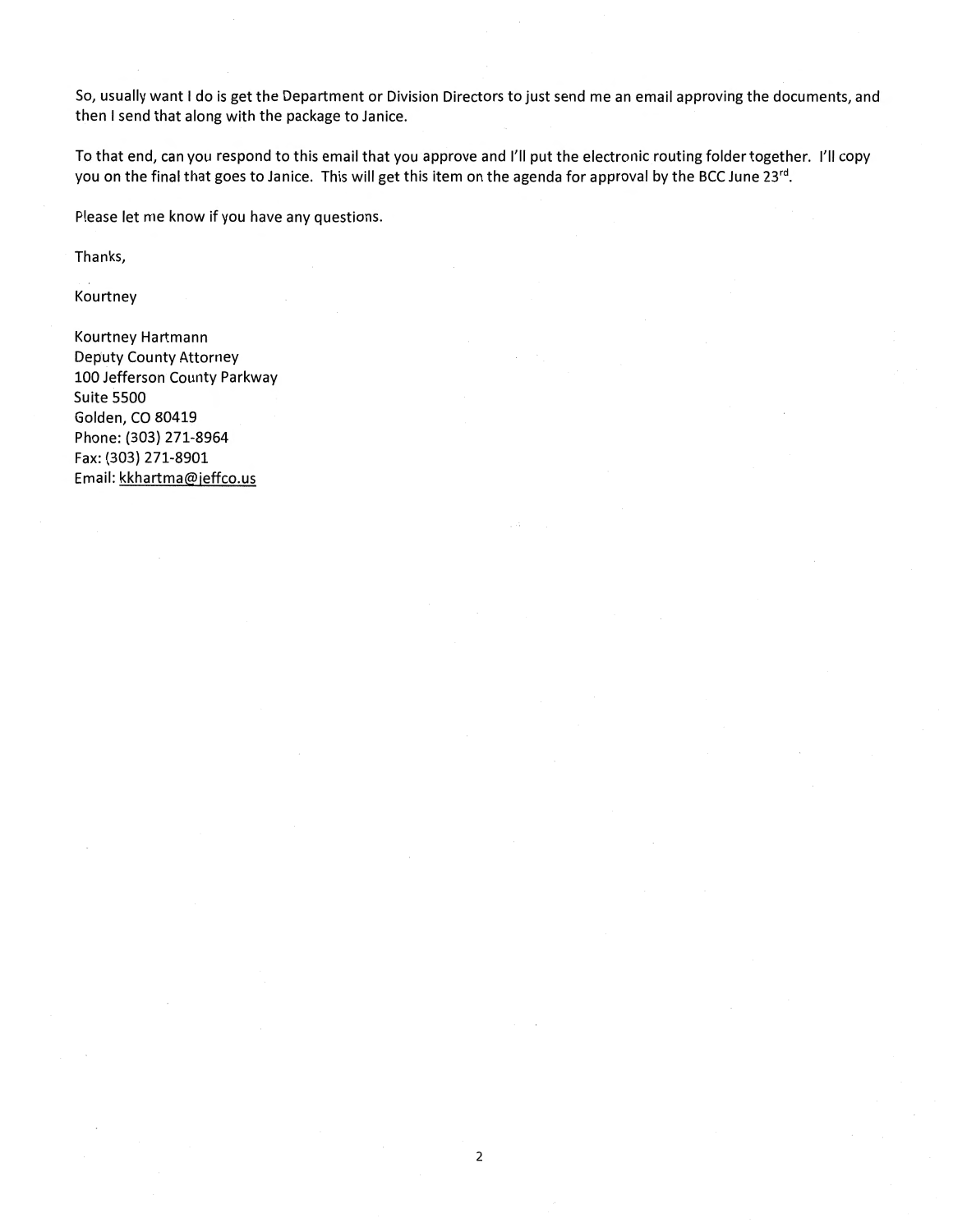So, usually want I do is get the Department or Division Directors to just send me an email approving the documents, and then I send that along with the package to Janice.

To that end, can you respond to this email that you approve and I'll put the electronic routing folder together. I'll copy you on the final that goes to Janice. This will get this item on the agenda for approval by the BCC June 23rd.

Please let me know if you have any questions.

Thanks,

Kourtney

Kourtney Hartmann
Deputy County Attorney
100 Jefferson County Parkway
Suite 5500
Golden, CO 80419
Phone: (303) 271-8964
Fax: (303) 271-8901
Email: kkhartma@jeffco.us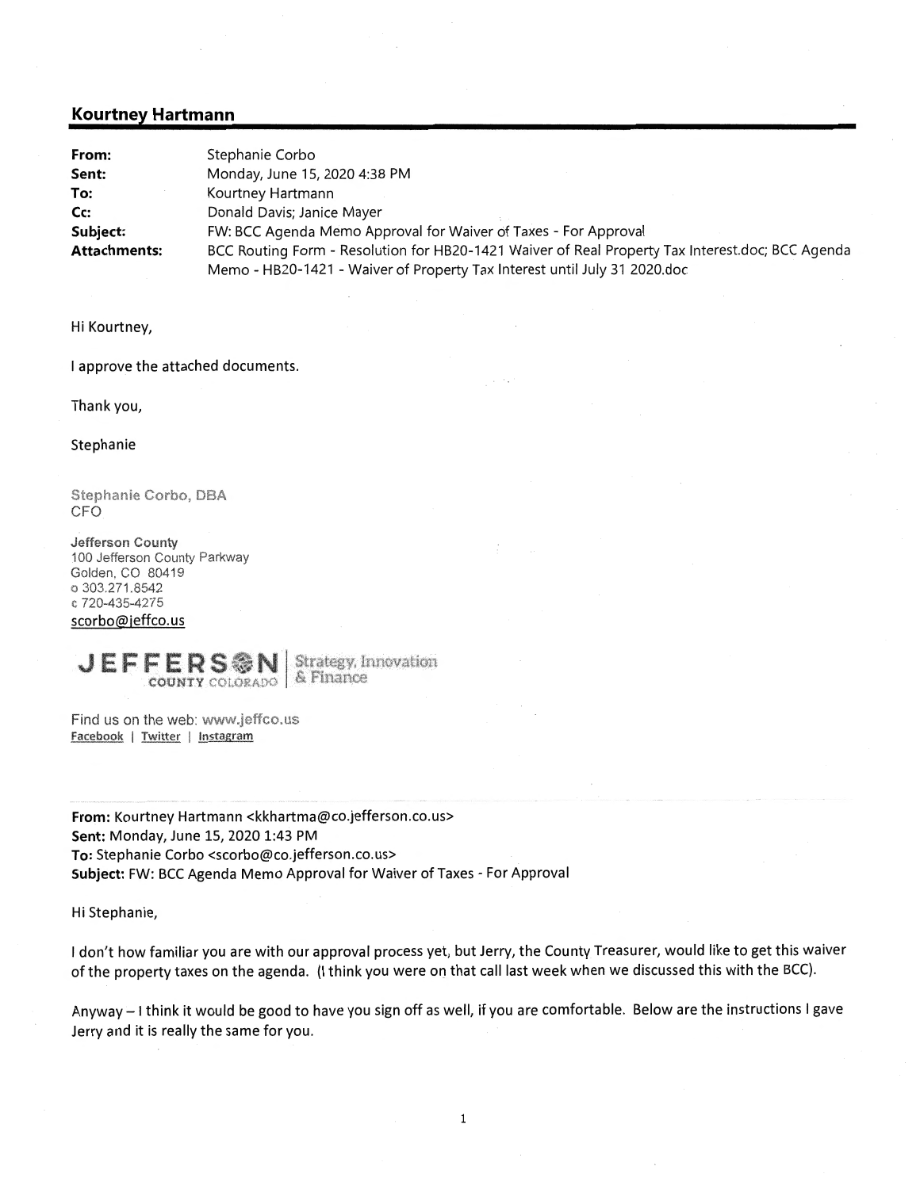## Kourtney Hartmann

| | |
|---|---|
| **From:** | Stephanie Corbo |
| **Sent:** | Monday, June 15, 2020 4:38 PM |
| **To:** | Kourtney Hartmann |
| **Cc:** | Donald Davis; Janice Mayer |
| **Subject:** | FW: BCC Agenda Memo Approval for Waiver of Taxes - For Approval |
| **Attachments:** | BCC Routing Form - Resolution for HB20-1421 Waiver of Real Property Tax Interest.doc; BCC Agenda Memo - HB20-1421 - Waiver of Property Tax Interest until July 31 2020.doc |

Hi Kourtney,

I approve the attached documents.

Thank you,

Stephanie

Stephanie Corbo, DBA
CFO

**Jefferson County**
100 Jefferson County Parkway
Golden, CO 80419
o 303.271.8542
c 720-435-4275
scorbo@jeffco.us

JEFFERSON COUNTY COLORADO | Strategy, Innovation & Finance

Find us on the web: www.jeffco.us
Facebook | Twitter | Instagram

---

**From:** Kourtney Hartmann <kkhartma@co.jefferson.co.us>
**Sent:** Monday, June 15, 2020 1:43 PM
**To:** Stephanie Corbo <scorbo@co.jefferson.co.us>
**Subject:** FW: BCC Agenda Memo Approval for Waiver of Taxes - For Approval

Hi Stephanie,

I don't how familiar you are with our approval process yet, but Jerry, the County Treasurer, would like to get this waiver of the property taxes on the agenda. (I think you were on that call last week when we discussed this with the BCC).

Anyway – I think it would be good to have you sign off as well, if you are comfortable. Below are the instructions I gave Jerry and it is really the same for you.